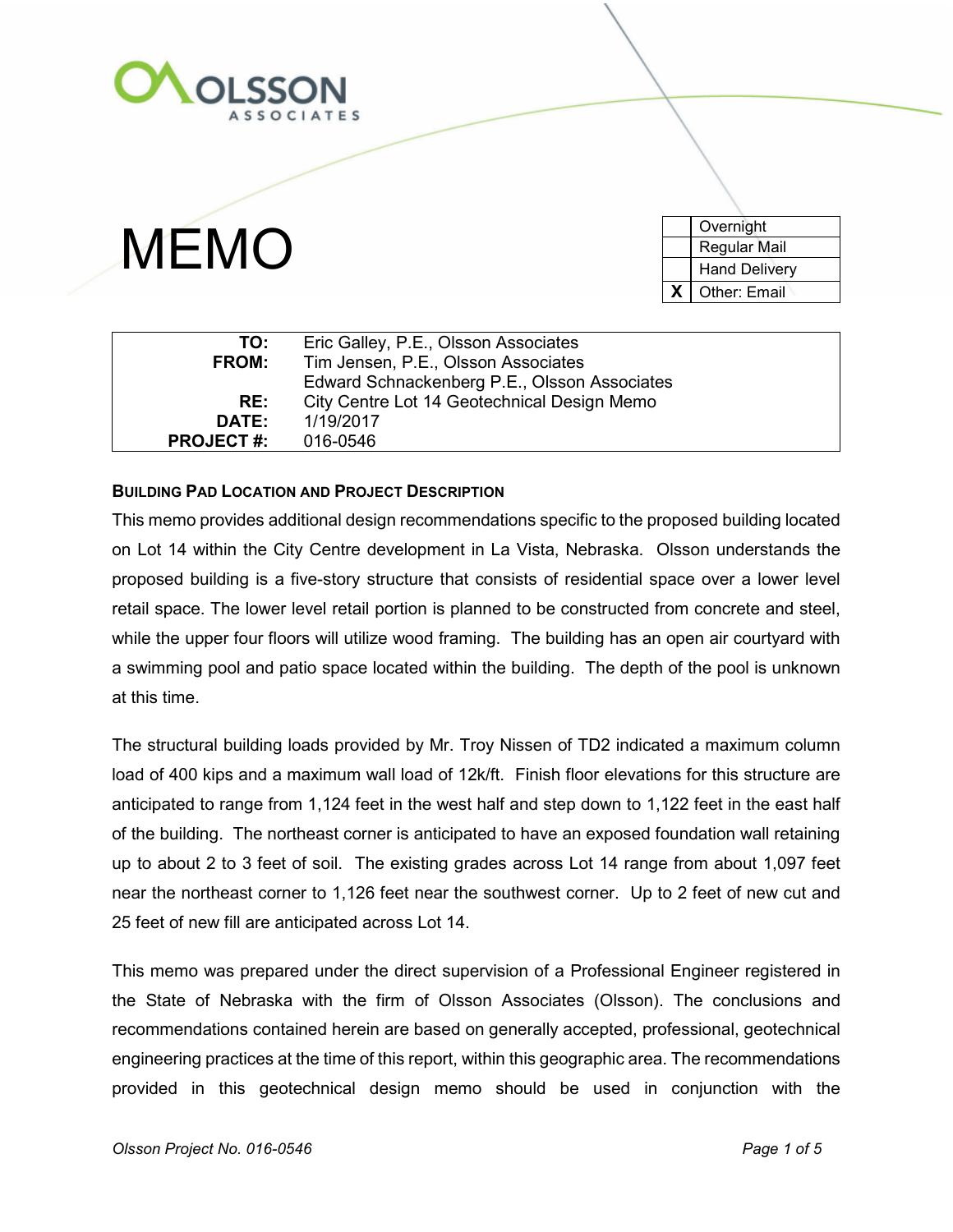OLSSON ASSOCIATES

# MEMO

| | |
|---|---|
| | Overnight |
| | Regular Mail |
| | Hand Delivery |
| X | Other: Email |

| | |
|---|---|
| **TO:** | Eric Galley, P.E., Olsson Associates |
| **FROM:** | Tim Jensen, P.E., Olsson Associates |
| | Edward Schnackenberg P.E., Olsson Associates |
| **RE:** | City Centre Lot 14 Geotechnical Design Memo |
| **DATE:** | 1/19/2017 |
| **PROJECT #:** | 016-0546 |

## Building Pad Location and Project Description

This memo provides additional design recommendations specific to the proposed building located on Lot 14 within the City Centre development in La Vista, Nebraska. Olsson understands the proposed building is a five-story structure that consists of residential space over a lower level retail space. The lower level retail portion is planned to be constructed from concrete and steel, while the upper four floors will utilize wood framing. The building has an open air courtyard with a swimming pool and patio space located within the building. The depth of the pool is unknown at this time.

The structural building loads provided by Mr. Troy Nissen of TD2 indicated a maximum column load of 400 kips and a maximum wall load of 12k/ft. Finish floor elevations for this structure are anticipated to range from 1,124 feet in the west half and step down to 1,122 feet in the east half of the building. The northeast corner is anticipated to have an exposed foundation wall retaining up to about 2 to 3 feet of soil. The existing grades across Lot 14 range from about 1,097 feet near the northeast corner to 1,126 feet near the southwest corner. Up to 2 feet of new cut and 25 feet of new fill are anticipated across Lot 14.

This memo was prepared under the direct supervision of a Professional Engineer registered in the State of Nebraska with the firm of Olsson Associates (Olsson). The conclusions and recommendations contained herein are based on generally accepted, professional, geotechnical engineering practices at the time of this report, within this geographic area. The recommendations provided in this geotechnical design memo should be used in conjunction with the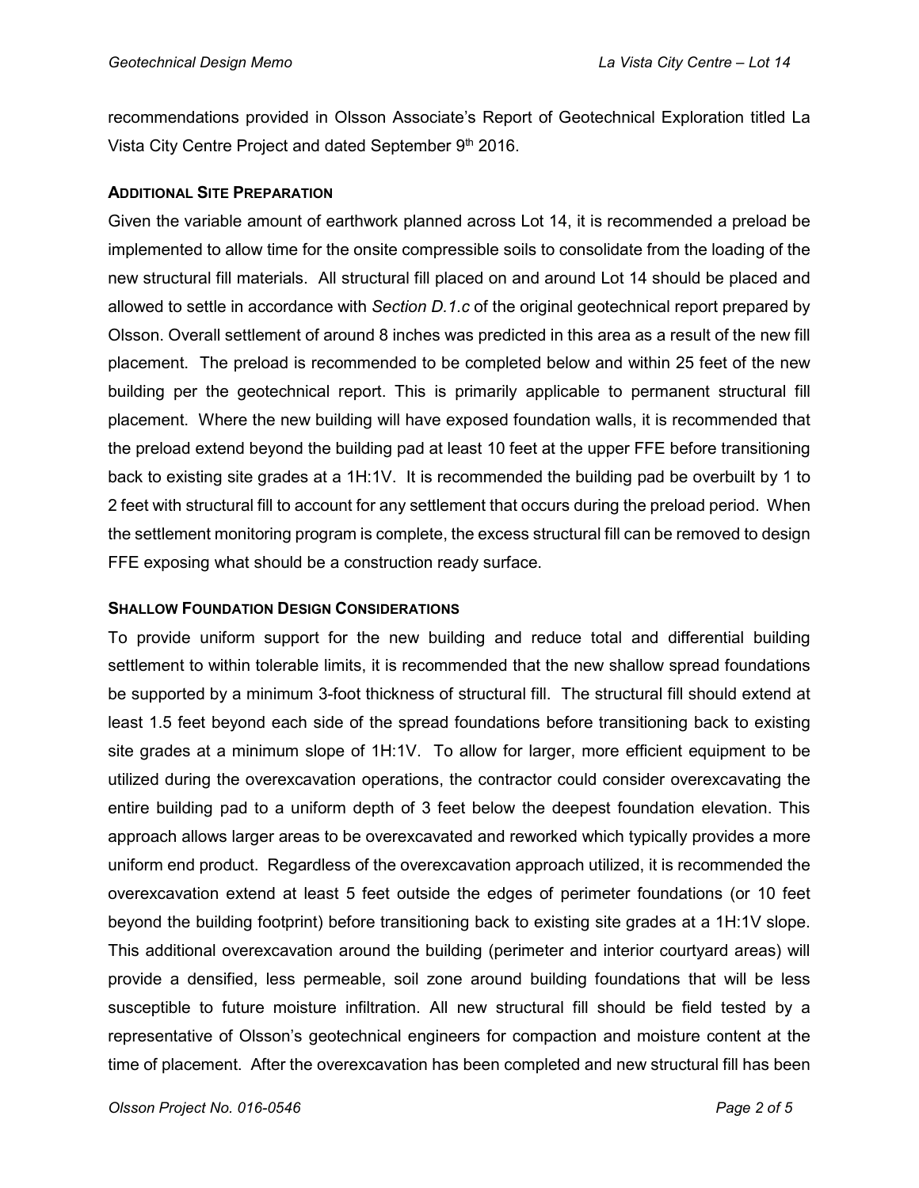recommendations provided in Olsson Associate's Report of Geotechnical Exploration titled La Vista City Centre Project and dated September 9th 2016.

### **ADDITIONAL SITE PREPARATION**

Given the variable amount of earthwork planned across Lot 14, it is recommended a preload be implemented to allow time for the onsite compressible soils to consolidate from the loading of the new structural fill materials. All structural fill placed on and around Lot 14 should be placed and allowed to settle in accordance with *Section D.1.c* of the original geotechnical report prepared by Olsson. Overall settlement of around 8 inches was predicted in this area as a result of the new fill placement. The preload is recommended to be completed below and within 25 feet of the new building per the geotechnical report. This is primarily applicable to permanent structural fill placement. Where the new building will have exposed foundation walls, it is recommended that the preload extend beyond the building pad at least 10 feet at the upper FFE before transitioning back to existing site grades at a 1H:1V. It is recommended the building pad be overbuilt by 1 to 2 feet with structural fill to account for any settlement that occurs during the preload period. When the settlement monitoring program is complete, the excess structural fill can be removed to design FFE exposing what should be a construction ready surface.

### **SHALLOW FOUNDATION DESIGN CONSIDERATIONS**

To provide uniform support for the new building and reduce total and differential building settlement to within tolerable limits, it is recommended that the new shallow spread foundations be supported by a minimum 3-foot thickness of structural fill. The structural fill should extend at least 1.5 feet beyond each side of the spread foundations before transitioning back to existing site grades at a minimum slope of 1H:1V. To allow for larger, more efficient equipment to be utilized during the overexcavation operations, the contractor could consider overexcavating the entire building pad to a uniform depth of 3 feet below the deepest foundation elevation. This approach allows larger areas to be overexcavated and reworked which typically provides a more uniform end product. Regardless of the overexcavation approach utilized, it is recommended the overexcavation extend at least 5 feet outside the edges of perimeter foundations (or 10 feet beyond the building footprint) before transitioning back to existing site grades at a 1H:1V slope. This additional overexcavation around the building (perimeter and interior courtyard areas) will provide a densified, less permeable, soil zone around building foundations that will be less susceptible to future moisture infiltration. All new structural fill should be field tested by a representative of Olsson's geotechnical engineers for compaction and moisture content at the time of placement. After the overexcavation has been completed and new structural fill has been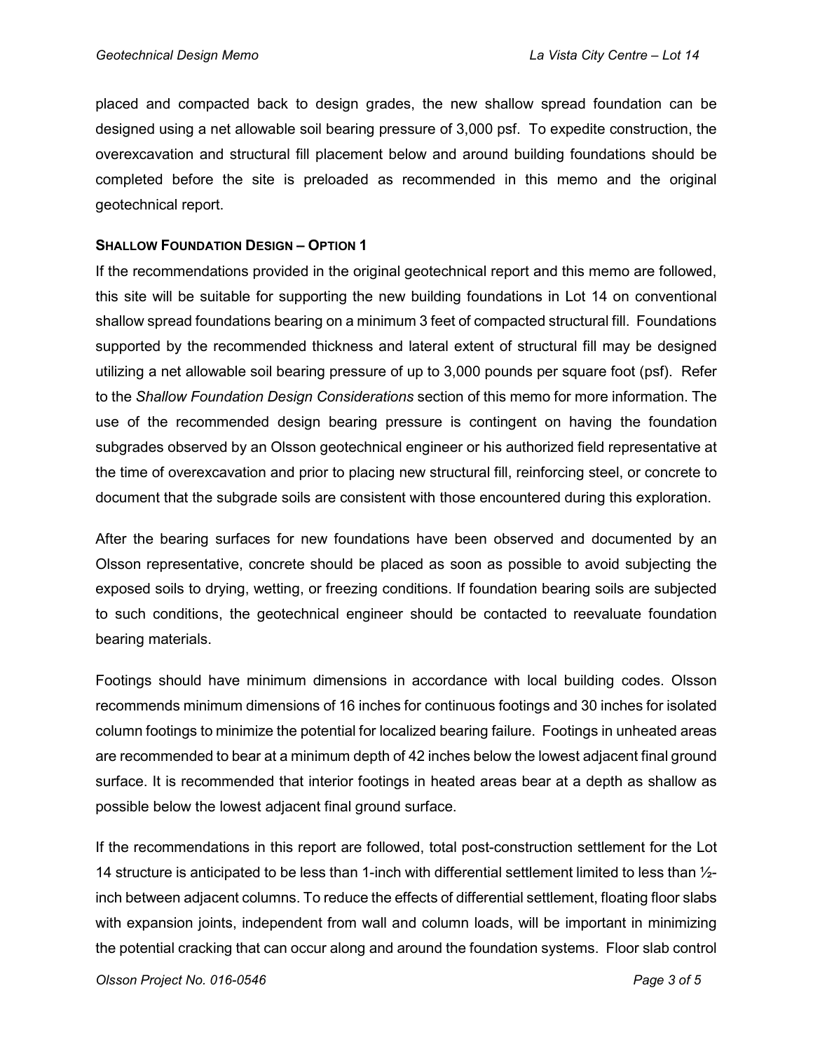placed and compacted back to design grades, the new shallow spread foundation can be designed using a net allowable soil bearing pressure of 3,000 psf. To expedite construction, the overexcavation and structural fill placement below and around building foundations should be completed before the site is preloaded as recommended in this memo and the original geotechnical report.

**SHALLOW FOUNDATION DESIGN – OPTION 1**

If the recommendations provided in the original geotechnical report and this memo are followed, this site will be suitable for supporting the new building foundations in Lot 14 on conventional shallow spread foundations bearing on a minimum 3 feet of compacted structural fill. Foundations supported by the recommended thickness and lateral extent of structural fill may be designed utilizing a net allowable soil bearing pressure of up to 3,000 pounds per square foot (psf). Refer to the *Shallow Foundation Design Considerations* section of this memo for more information. The use of the recommended design bearing pressure is contingent on having the foundation subgrades observed by an Olsson geotechnical engineer or his authorized field representative at the time of overexcavation and prior to placing new structural fill, reinforcing steel, or concrete to document that the subgrade soils are consistent with those encountered during this exploration.

After the bearing surfaces for new foundations have been observed and documented by an Olsson representative, concrete should be placed as soon as possible to avoid subjecting the exposed soils to drying, wetting, or freezing conditions. If foundation bearing soils are subjected to such conditions, the geotechnical engineer should be contacted to reevaluate foundation bearing materials.

Footings should have minimum dimensions in accordance with local building codes. Olsson recommends minimum dimensions of 16 inches for continuous footings and 30 inches for isolated column footings to minimize the potential for localized bearing failure. Footings in unheated areas are recommended to bear at a minimum depth of 42 inches below the lowest adjacent final ground surface. It is recommended that interior footings in heated areas bear at a depth as shallow as possible below the lowest adjacent final ground surface.

If the recommendations in this report are followed, total post-construction settlement for the Lot 14 structure is anticipated to be less than 1-inch with differential settlement limited to less than ½-inch between adjacent columns. To reduce the effects of differential settlement, floating floor slabs with expansion joints, independent from wall and column loads, will be important in minimizing the potential cracking that can occur along and around the foundation systems. Floor slab control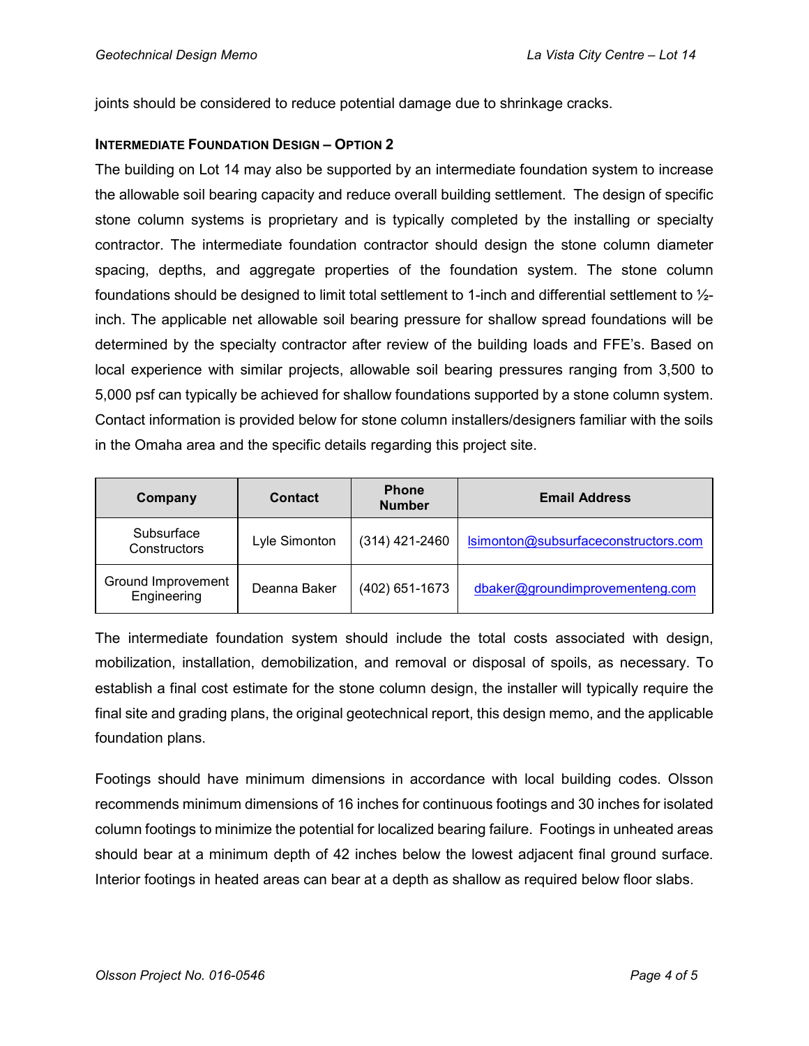joints should be considered to reduce potential damage due to shrinkage cracks.

### INTERMEDIATE FOUNDATION DESIGN – OPTION 2

The building on Lot 14 may also be supported by an intermediate foundation system to increase the allowable soil bearing capacity and reduce overall building settlement. The design of specific stone column systems is proprietary and is typically completed by the installing or specialty contractor. The intermediate foundation contractor should design the stone column diameter spacing, depths, and aggregate properties of the foundation system. The stone column foundations should be designed to limit total settlement to 1-inch and differential settlement to ½-inch. The applicable net allowable soil bearing pressure for shallow spread foundations will be determined by the specialty contractor after review of the building loads and FFE's. Based on local experience with similar projects, allowable soil bearing pressures ranging from 3,500 to 5,000 psf can typically be achieved for shallow foundations supported by a stone column system. Contact information is provided below for stone column installers/designers familiar with the soils in the Omaha area and the specific details regarding this project site.

| Company | Contact | Phone Number | Email Address |
|---|---|---|---|
| Subsurface Constructors | Lyle Simonton | (314) 421-2460 | lsimonton@subsurfaceconstructors.com |
| Ground Improvement Engineering | Deanna Baker | (402) 651-1673 | dbaker@groundimprovementeng.com |

The intermediate foundation system should include the total costs associated with design, mobilization, installation, demobilization, and removal or disposal of spoils, as necessary. To establish a final cost estimate for the stone column design, the installer will typically require the final site and grading plans, the original geotechnical report, this design memo, and the applicable foundation plans.

Footings should have minimum dimensions in accordance with local building codes. Olsson recommends minimum dimensions of 16 inches for continuous footings and 30 inches for isolated column footings to minimize the potential for localized bearing failure. Footings in unheated areas should bear at a minimum depth of 42 inches below the lowest adjacent final ground surface. Interior footings in heated areas can bear at a depth as shallow as required below floor slabs.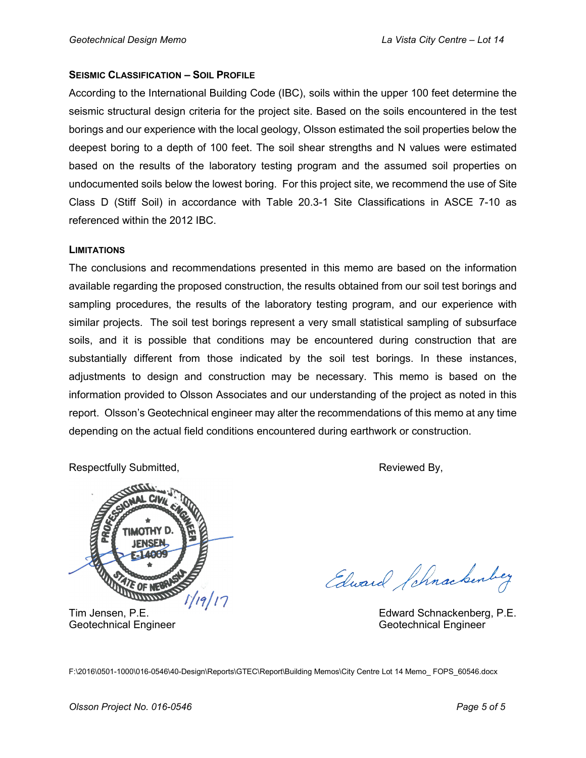### Seismic Classification – Soil Profile

According to the International Building Code (IBC), soils within the upper 100 feet determine the seismic structural design criteria for the project site. Based on the soils encountered in the test borings and our experience with the local geology, Olsson estimated the soil properties below the deepest boring to a depth of 100 feet. The soil shear strengths and N values were estimated based on the results of the laboratory testing program and the assumed soil properties on undocumented soils below the lowest boring. For this project site, we recommend the use of Site Class D (Stiff Soil) in accordance with Table 20.3-1 Site Classifications in ASCE 7-10 as referenced within the 2012 IBC.

### Limitations

The conclusions and recommendations presented in this memo are based on the information available regarding the proposed construction, the results obtained from our soil test borings and sampling procedures, the results of the laboratory testing program, and our experience with similar projects. The soil test borings represent a very small statistical sampling of subsurface soils, and it is possible that conditions may be encountered during construction that are substantially different from those indicated by the soil test borings. In these instances, adjustments to design and construction may be necessary. This memo is based on the information provided to Olsson Associates and our understanding of the project as noted in this report. Olsson's Geotechnical engineer may alter the recommendations of this memo at any time depending on the actual field conditions encountered during earthwork or construction.

Respectfully Submitted,

PROFESSIONAL CIVIL ENGINEER
TIMOTHY D. JENSEN
E-14009
STATE OF NEBRASKA

1/19/17

Tim Jensen, P.E.
Geotechnical Engineer

Reviewed By,

Edward Schnackenberg, P.E.
Geotechnical Engineer

F:\2016\0501-1000\016-0546\40-Design\Reports\GTEC\Report\Building Memos\City Centre Lot 14 Memo_ FOPS_60546.docx